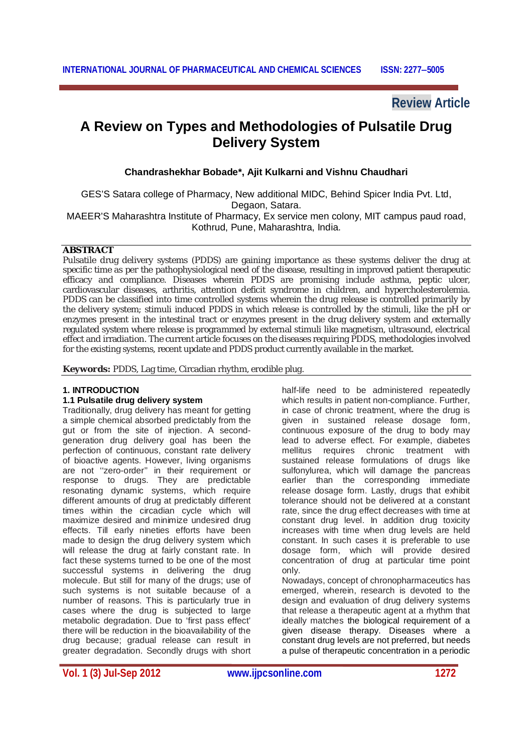Review Article

# A Review on Types and Methodologies of Pulsatile Drug Delivery System

**Chandrashekhar Bobade\*, Ajit Kulkarni and Vishnu Chaudhari**

GES'S Satara college of Pharmacy, New additional MIDC, Behind Spicer India Pvt. Ltd, Degaon, Satara.
MAEER'S Maharashtra Institute of Pharmacy, Ex service men colony, MIT campus paud road, Kothrud, Pune, Maharashtra, India.

**ABSTRACT**

Pulsatile drug delivery systems (PDDS) are gaining importance as these systems deliver the drug at specific time as per the pathophysiological need of the disease, resulting in improved patient therapeutic efficacy and compliance. Diseases wherein PDDS are promising include asthma, peptic ulcer, cardiovascular diseases, arthritis, attention deficit syndrome in children, and hypercholesterolemia. PDDS can be classified into time controlled systems wherein the drug release is controlled primarily by the delivery system; stimuli induced PDDS in which release is controlled by the stimuli, like the pH or enzymes present in the intestinal tract or enzymes present in the drug delivery system and externally regulated system where release is programmed by external stimuli like magnetism, ultrasound, electrical effect and irradiation. The current article focuses on the diseases requiring PDDS, methodologies involved for the existing systems, recent update and PDDS product currently available in the market.

**Keywords:** PDDS, Lag time, Circadian rhythm, erodible plug.

## 1. INTRODUCTION

### 1.1 Pulsatile drug delivery system

Traditionally, drug delivery has meant for getting a simple chemical absorbed predictably from the gut or from the site of injection. A second-generation drug delivery goal has been the perfection of continuous, constant rate delivery of bioactive agents. However, living organisms are not ''zero-order'' in their requirement or response to drugs. They are predictable resonating dynamic systems, which require different amounts of drug at predictably different times within the circadian cycle which will maximize desired and minimize undesired drug effects. Till early nineties efforts have been made to design the drug delivery system which will release the drug at fairly constant rate. In fact these systems turned to be one of the most successful systems in delivering the drug molecule. But still for many of the drugs; use of such systems is not suitable because of a number of reasons. This is particularly true in cases where the drug is subjected to large metabolic degradation. Due to 'first pass effect' there will be reduction in the bioavailability of the drug because; gradual release can result in greater degradation. Secondly drugs with short half-life need to be administered repeatedly which results in patient non-compliance. Further, in case of chronic treatment, where the drug is given in sustained release dosage form, continuous exposure of the drug to body may lead to adverse effect. For example, diabetes mellitus requires chronic treatment with sustained release formulations of drugs like sulfonylurea, which will damage the pancreas earlier than the corresponding immediate release dosage form. Lastly, drugs that exhibit tolerance should not be delivered at a constant rate, since the drug effect decreases with time at constant drug level. In addition drug toxicity increases with time when drug levels are held constant. In such cases it is preferable to use dosage form, which will provide desired concentration of drug at particular time point only.

Nowadays, concept of chronopharmaceutics has emerged, wherein, research is devoted to the design and evaluation of drug delivery systems that release a therapeutic agent at a rhythm that ideally matches the biological requirement of a given disease therapy. Diseases where a constant drug levels are not preferred, but needs a pulse of therapeutic concentration in a periodic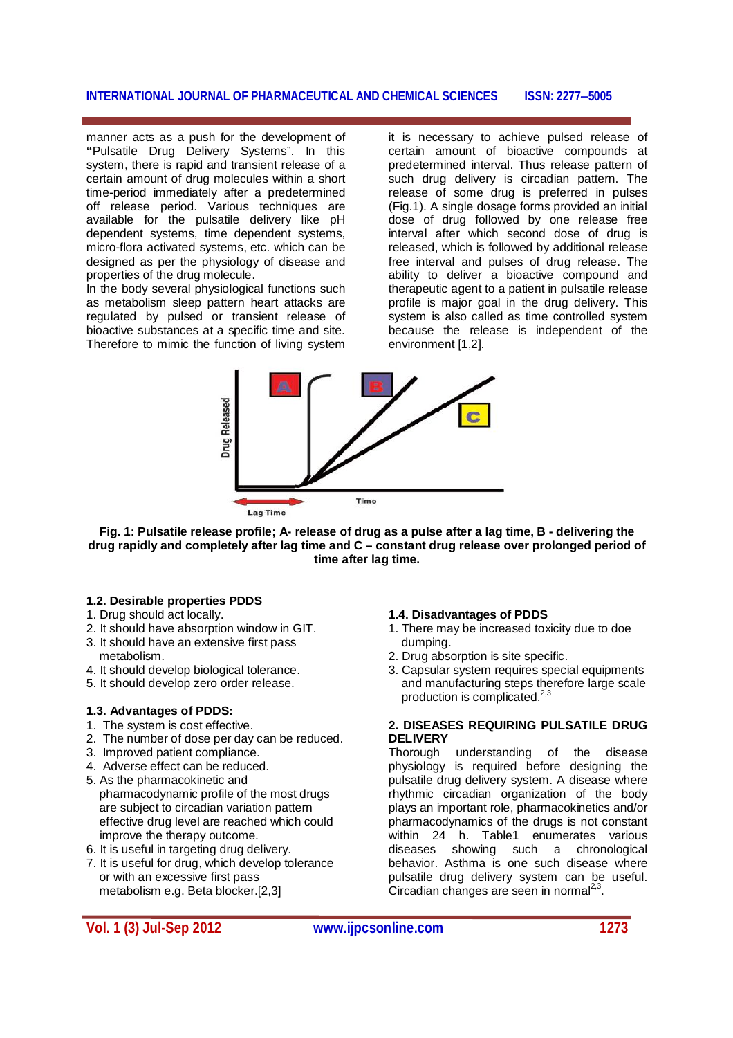manner acts as a push for the development of "Pulsatile Drug Delivery Systems". In this system, there is rapid and transient release of a certain amount of drug molecules within a short time-period immediately after a predetermined off release period. Various techniques are available for the pulsatile delivery like pH dependent systems, time dependent systems, micro-flora activated systems, etc. which can be designed as per the physiology of disease and properties of the drug molecule.

In the body several physiological functions such as metabolism sleep pattern heart attacks are regulated by pulsed or transient release of bioactive substances at a specific time and site. Therefore to mimic the function of living system it is necessary to achieve pulsed release of certain amount of bioactive compounds at predetermined interval. Thus release pattern of such drug delivery is circadian pattern. The release of some drug is preferred in pulses (Fig.1). A single dosage forms provided an initial dose of drug followed by one release free interval after which second dose of drug is released, which is followed by additional release free interval and pulses of drug release. The ability to deliver a bioactive compound and therapeutic agent to a patient in pulsatile release profile is major goal in the drug delivery. This system is also called as time controlled system because the release is independent of the environment [1,2].

**Fig. 1: Pulsatile release profile; A- release of drug as a pulse after a lag time, B - delivering the drug rapidly and completely after lag time and C – constant drug release over prolonged period of time after lag time.**

### 1.2. Desirable properties PDDS

1. Drug should act locally.
2. It should have absorption window in GIT.
3. It should have an extensive first pass metabolism.
4. It should develop biological tolerance.
5. It should develop zero order release.

### 1.3. Advantages of PDDS:

1. The system is cost effective.
2. The number of dose per day can be reduced.
3. Improved patient compliance.
4. Adverse effect can be reduced.
5. As the pharmacokinetic and pharmacodynamic profile of the most drugs are subject to circadian variation pattern effective drug level are reached which could improve the therapy outcome.
6. It is useful in targeting drug delivery.
7. It is useful for drug, which develop tolerance or with an excessive first pass metabolism e.g. Beta blocker.[2,3]

### 1.4. Disadvantages of PDDS

1. There may be increased toxicity due to doe dumping.
2. Drug absorption is site specific.
3. Capsular system requires special equipments and manufacturing steps therefore large scale production is complicated.[2,3]

## 2. DISEASES REQUIRING PULSATILE DRUG DELIVERY

Thorough understanding of the disease physiology is required before designing the pulsatile drug delivery system. A disease where rhythmic circadian organization of the body plays an important role, pharmacokinetics and/or pharmacodynamics of the drugs is not constant within 24 h. Table1 enumerates various diseases showing such a chronological behavior. Asthma is one such disease where pulsatile drug delivery system can be useful. Circadian changes are seen in normal[2,3].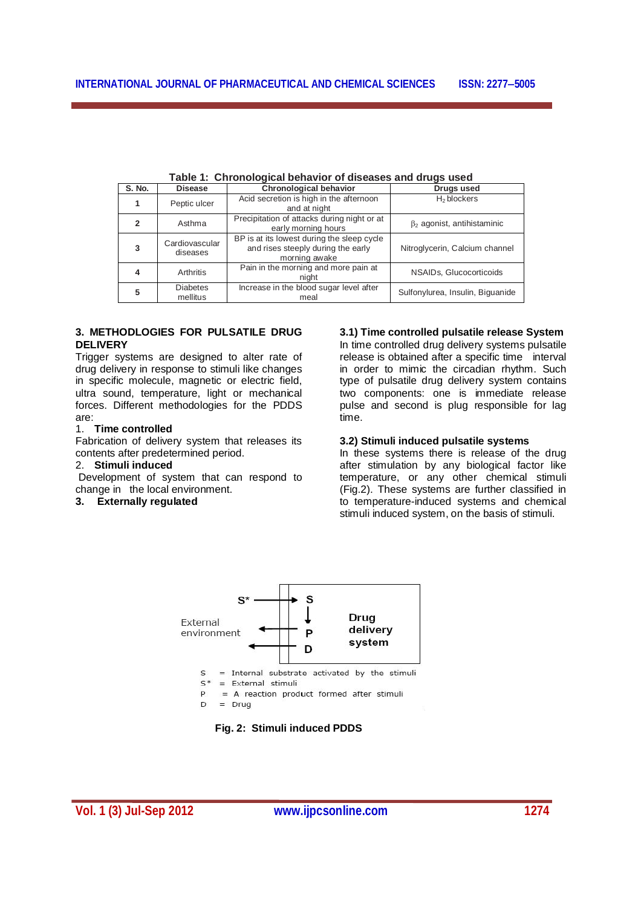**Table 1: Chronological behavior of diseases and drugs used**

| S. No. | Disease | Chronological behavior | Drugs used |
|---|---|---|---|
| 1 | Peptic ulcer | Acid secretion is high in the afternoon and at night | $H_2$ blockers |
| 2 | Asthma | Precipitation of attacks during night or at early morning hours | $\beta_2$ agonist, antihistaminic |
| 3 | Cardiovascular diseases | BP is at its lowest during the sleep cycle and rises steeply during the early morning awake | Nitroglycerin, Calcium channel |
| 4 | Arthritis | Pain in the morning and more pain at night | NSAIDs, Glucocorticoids |
| 5 | Diabetes mellitus | Increase in the blood sugar level after meal | Sulfonylurea, Insulin, Biguanide |

## 3. METHODLOGIES FOR PULSATILE DRUG DELIVERY

Trigger systems are designed to alter rate of drug delivery in response to stimuli like changes in specific molecule, magnetic or electric field, ultra sound, temperature, light or mechanical forces. Different methodologies for the PDDS are:

1. **Time controlled**

Fabrication of delivery system that releases its contents after predetermined period.

2. **Stimuli induced**

Development of system that can respond to change in the local environment.

3. **Externally regulated**

### 3.1) Time controlled pulsatile release System

In time controlled drug delivery systems pulsatile release is obtained after a specific time interval in order to mimic the circadian rhythm. Such type of pulsatile drug delivery system contains two components: one is immediate release pulse and second is plug responsible for lag time.

### 3.2) Stimuli induced pulsatile systems

In these systems there is release of the drug after stimulation by any biological factor like temperature, or any other chemical stimuli (Fig.2). These systems are further classified in to temperature-induced systems and chemical stimuli induced system, on the basis of stimuli.

S = Internal substrate activated by the stimuli
S* = External stimuli
P = A reaction product formed after stimuli
D = Drug

**Fig. 2: Stimuli induced PDDS**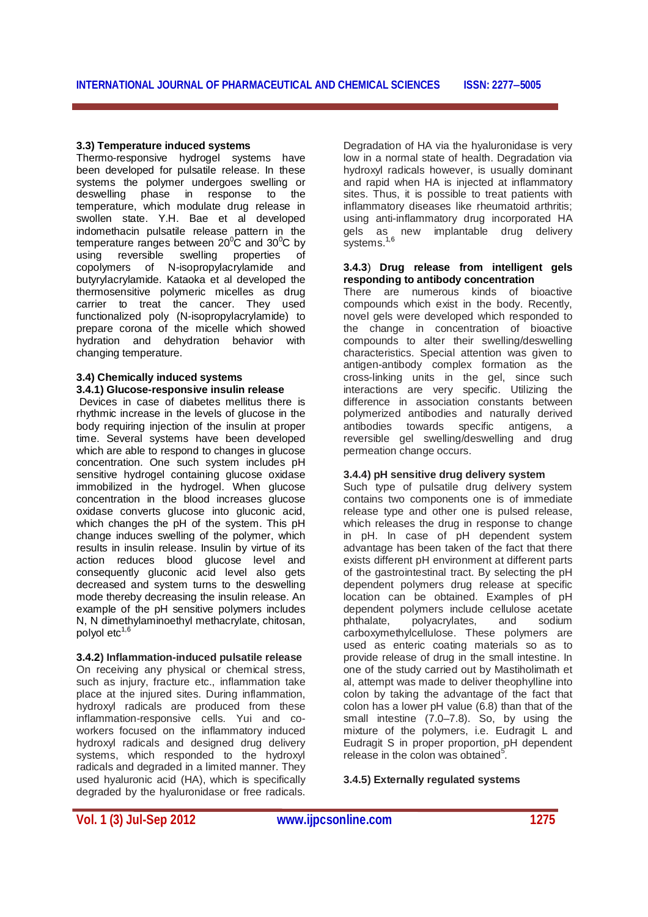### 3.3) Temperature induced systems

Thermo-responsive hydrogel systems have been developed for pulsatile release. In these systems the polymer undergoes swelling or deswelling phase in response to the temperature, which modulate drug release in swollen state. Y.H. Bae et al developed indomethacin pulsatile release pattern in the temperature ranges between $20^0$C and $30^0$C by using reversible swelling properties of copolymers of N-isopropylacrylamide and butyrylacrylamide. Kataoka et al developed the thermosensitive polymeric micelles as drug carrier to treat the cancer. They used functionalized poly (N-isopropylacrylamide) to prepare corona of the micelle which showed hydration and dehydration behavior with changing temperature.

### 3.4) Chemically induced systems

#### 3.4.1) Glucose-responsive insulin release

Devices in case of diabetes mellitus there is rhythmic increase in the levels of glucose in the body requiring injection of the insulin at proper time. Several systems have been developed which are able to respond to changes in glucose concentration. One such system includes pH sensitive hydrogel containing glucose oxidase immobilized in the hydrogel. When glucose concentration in the blood increases glucose oxidase converts glucose into gluconic acid, which changes the pH of the system. This pH change induces swelling of the polymer, which results in insulin release. Insulin by virtue of its action reduces blood glucose level and consequently gluconic acid level also gets decreased and system turns to the deswelling mode thereby decreasing the insulin release. An example of the pH sensitive polymers includes N, N dimethylaminoethyl methacrylate, chitosan, polyol etc[1,6]

#### 3.4.2) Inflammation-induced pulsatile release

On receiving any physical or chemical stress, such as injury, fracture etc., inflammation take place at the injured sites. During inflammation, hydroxyl radicals are produced from these inflammation-responsive cells. Yui and co-workers focused on the inflammatory induced hydroxyl radicals and designed drug delivery systems, which responded to the hydroxyl radicals and degraded in a limited manner. They used hyaluronic acid (HA), which is specifically degraded by the hyaluronidase or free radicals. Degradation of HA via the hyaluronidase is very low in a normal state of health. Degradation via hydroxyl radicals however, is usually dominant and rapid when HA is injected at inflammatory sites. Thus, it is possible to treat patients with inflammatory diseases like rheumatoid arthritis; using anti-inflammatory drug incorporated HA gels as new implantable drug delivery systems.[1,6]

#### 3.4.3) Drug release from intelligent gels responding to antibody concentration

There are numerous kinds of bioactive compounds which exist in the body. Recently, novel gels were developed which responded to the change in concentration of bioactive compounds to alter their swelling/deswelling characteristics. Special attention was given to antigen-antibody complex formation as the cross-linking units in the gel, since such interactions are very specific. Utilizing the difference in association constants between polymerized antibodies and naturally derived antibodies towards specific antigens, a reversible gel swelling/deswelling and drug permeation change occurs.

#### 3.4.4) pH sensitive drug delivery system

Such type of pulsatile drug delivery system contains two components one is of immediate release type and other one is pulsed release, which releases the drug in response to change in pH. In case of pH dependent system advantage has been taken of the fact that there exists different pH environment at different parts of the gastrointestinal tract. By selecting the pH dependent polymers drug release at specific location can be obtained. Examples of pH dependent polymers include cellulose acetate phthalate, polyacrylates, and sodium carboxymethylcellulose. These polymers are used as enteric coating materials so as to provide release of drug in the small intestine. In one of the study carried out by Mastiholimath et al, attempt was made to deliver theophylline into colon by taking the advantage of the fact that colon has a lower pH value (6.8) than that of the small intestine (7.0–7.8). So, by using the mixture of the polymers, i.e. Eudragit L and Eudragit S in proper proportion, pH dependent release in the colon was obtained[5].

#### 3.4.5) Externally regulated systems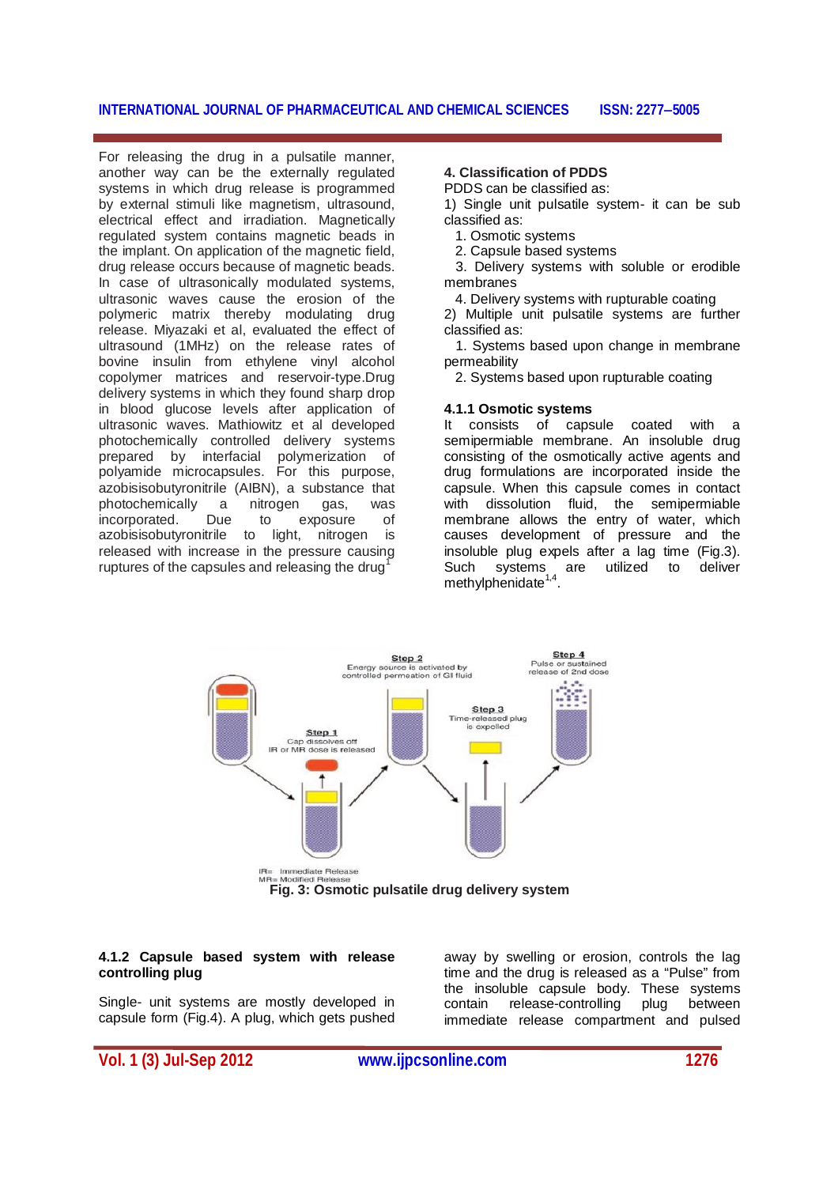For releasing the drug in a pulsatile manner, another way can be the externally regulated systems in which drug release is programmed by external stimuli like magnetism, ultrasound, electrical effect and irradiation. Magnetically regulated system contains magnetic beads in the implant. On application of the magnetic field, drug release occurs because of magnetic beads. In case of ultrasonically modulated systems, ultrasonic waves cause the erosion of the polymeric matrix thereby modulating drug release. Miyazaki et al, evaluated the effect of ultrasound (1MHz) on the release rates of bovine insulin from ethylene vinyl alcohol copolymer matrices and reservoir-type.Drug delivery systems in which they found sharp drop in blood glucose levels after application of ultrasonic waves. Mathiowitz et al developed photochemically controlled delivery systems prepared by interfacial polymerization of polyamide microcapsules. For this purpose, azobisisobutyronitrile (AIBN), a substance that photochemically a nitrogen gas, was incorporated. Due to exposure of azobisisobutyronitrile to light, nitrogen is released with increase in the pressure causing ruptures of the capsules and releasing the drug[1]

### 4. Classification of PDDS

PDDS can be classified as:

1) Single unit pulsatile system- it can be sub classified as:

1. Osmotic systems
2. Capsule based systems
3. Delivery systems with soluble or erodible membranes
4. Delivery systems with rupturable coating

2) Multiple unit pulsatile systems are further classified as:

1. Systems based upon change in membrane permeability
2. Systems based upon rupturable coating

#### 4.1.1 Osmotic systems

It consists of capsule coated with a semipermiable membrane. An insoluble drug consisting of the osmotically active agents and drug formulations are incorporated inside the capsule. When this capsule comes in contact with dissolution fluid, the semipermiable membrane allows the entry of water, which causes development of pressure and the insoluble plug expels after a lag time (Fig.3). Such systems are utilized to deliver methylphenidate[1,4].

Step 1: Cap dissolves off; IR or MR dose is released
Step 2: Energy source is activated by controlled permeation of GI fluid
Step 3: Time-released plug is expelled
Step 4: Pulse or sustained release of 2nd dose

IR= Immediate Release
MR= Modified Release

**Fig. 3: Osmotic pulsatile drug delivery system**

#### 4.1.2 Capsule based system with release controlling plug

Single- unit systems are mostly developed in capsule form (Fig.4). A plug, which gets pushed away by swelling or erosion, controls the lag time and the drug is released as a "Pulse" from the insoluble capsule body. These systems contain release-controlling plug between immediate release compartment and pulsed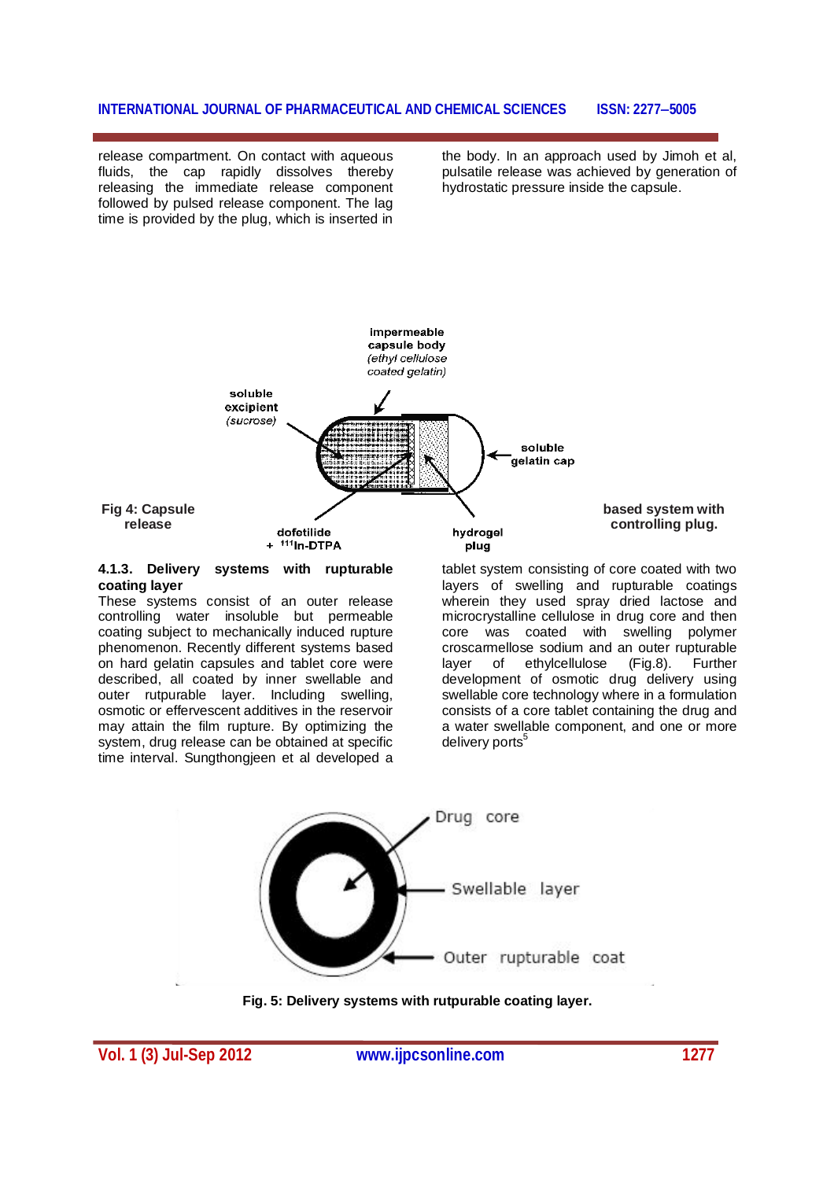release compartment. On contact with aqueous fluids, the cap rapidly dissolves thereby releasing the immediate release component followed by pulsed release component. The lag time is provided by the plug, which is inserted in the body. In an approach used by Jimoh et al, pulsatile release was achieved by generation of hydrostatic pressure inside the capsule.

**Fig 4: Capsule release based system with controlling plug.**

### 4.1.3. Delivery systems with rupturable coating layer

These systems consist of an outer release controlling water insoluble but permeable coating subject to mechanically induced rupture phenomenon. Recently different systems based on hard gelatin capsules and tablet core were described, all coated by inner swellable and outer rutpurable layer. Including swelling, osmotic or effervescent additives in the reservoir may attain the film rupture. By optimizing the system, drug release can be obtained at specific time interval. Sungthongjeen et al developed a tablet system consisting of core coated with two layers of swelling and rupturable coatings wherein they used spray dried lactose and microcrystalline cellulose in drug core and then core was coated with swelling polymer croscarmellose sodium and an outer rupturable layer of ethylcellulose (Fig.8). Further development of osmotic drug delivery using swellable core technology where in a formulation consists of a core tablet containing the drug and a water swellable component, and one or more delivery ports[5]

**Fig. 5: Delivery systems with rutpurable coating layer.**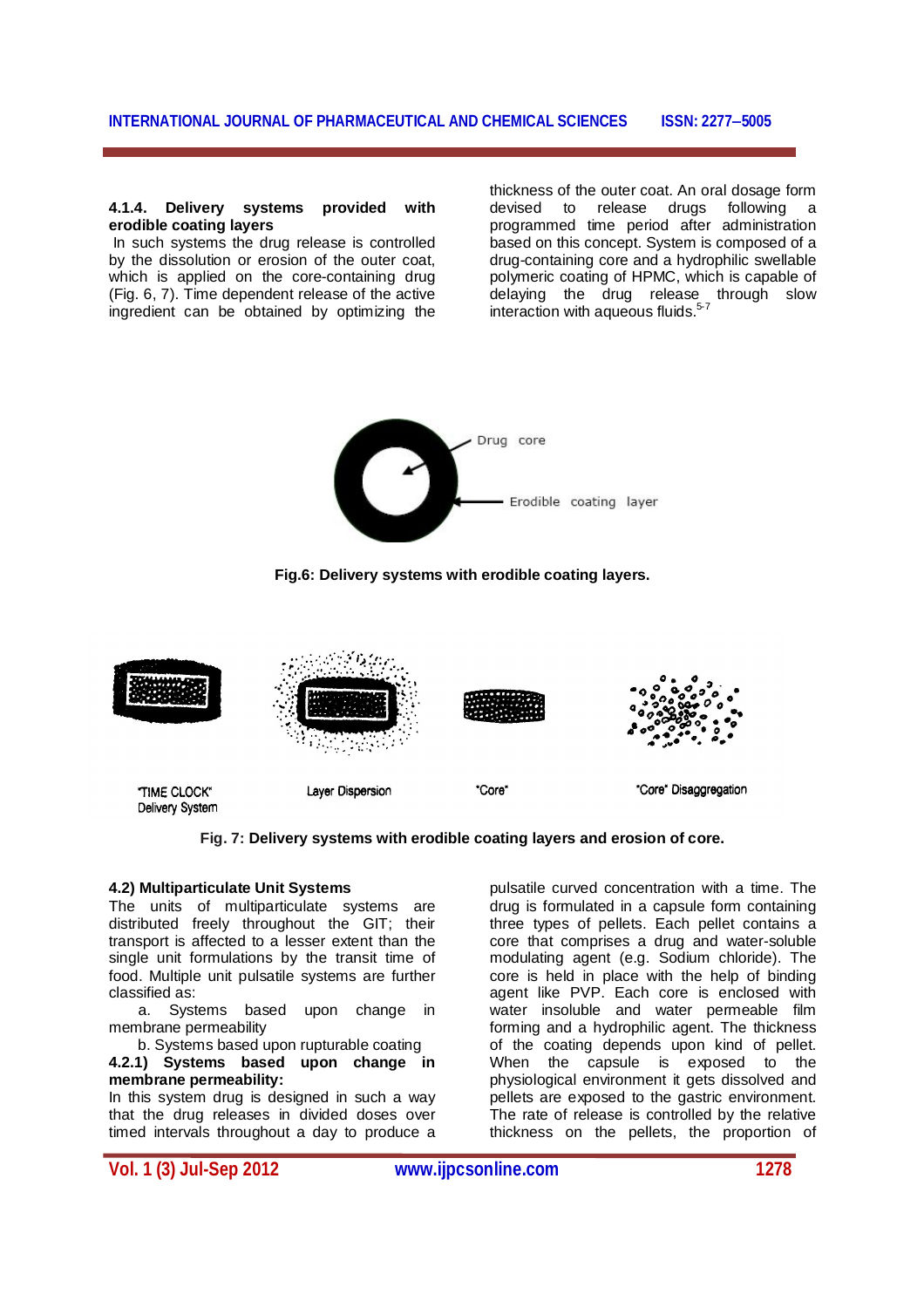#### 4.1.4. Delivery systems provided with erodible coating layers

In such systems the drug release is controlled by the dissolution or erosion of the outer coat, which is applied on the core-containing drug (Fig. 6, 7). Time dependent release of the active ingredient can be obtained by optimizing the thickness of the outer coat. An oral dosage form devised to release drugs following a programmed time period after administration based on this concept. System is composed of a drug-containing core and a hydrophilic swellable polymeric coating of HPMC, which is capable of delaying the drug release through slow interaction with aqueous fluids.[5-7]

**Fig.6: Delivery systems with erodible coating layers.**

**Fig. 7: Delivery systems with erodible coating layers and erosion of core.**

### 4.2) Multiparticulate Unit Systems

The units of multiparticulate systems are distributed freely throughout the GIT; their transport is affected to a lesser extent than the single unit formulations by the transit time of food. Multiple unit pulsatile systems are further classified as:

a. Systems based upon change in membrane permeability

b. Systems based upon rupturable coating

#### 4.2.1) Systems based upon change in membrane permeability:

In this system drug is designed in such a way that the drug releases in divided doses over timed intervals throughout a day to produce a pulsatile curved concentration with a time. The drug is formulated in a capsule form containing three types of pellets. Each pellet contains a core that comprises a drug and water-soluble modulating agent (e.g. Sodium chloride). The core is held in place with the help of binding agent like PVP. Each core is enclosed with water insoluble and water permeable film forming and a hydrophilic agent. The thickness of the coating depends upon kind of pellet. When the capsule is exposed to the physiological environment it gets dissolved and pellets are exposed to the gastric environment. The rate of release is controlled by the relative thickness on the pellets, the proportion of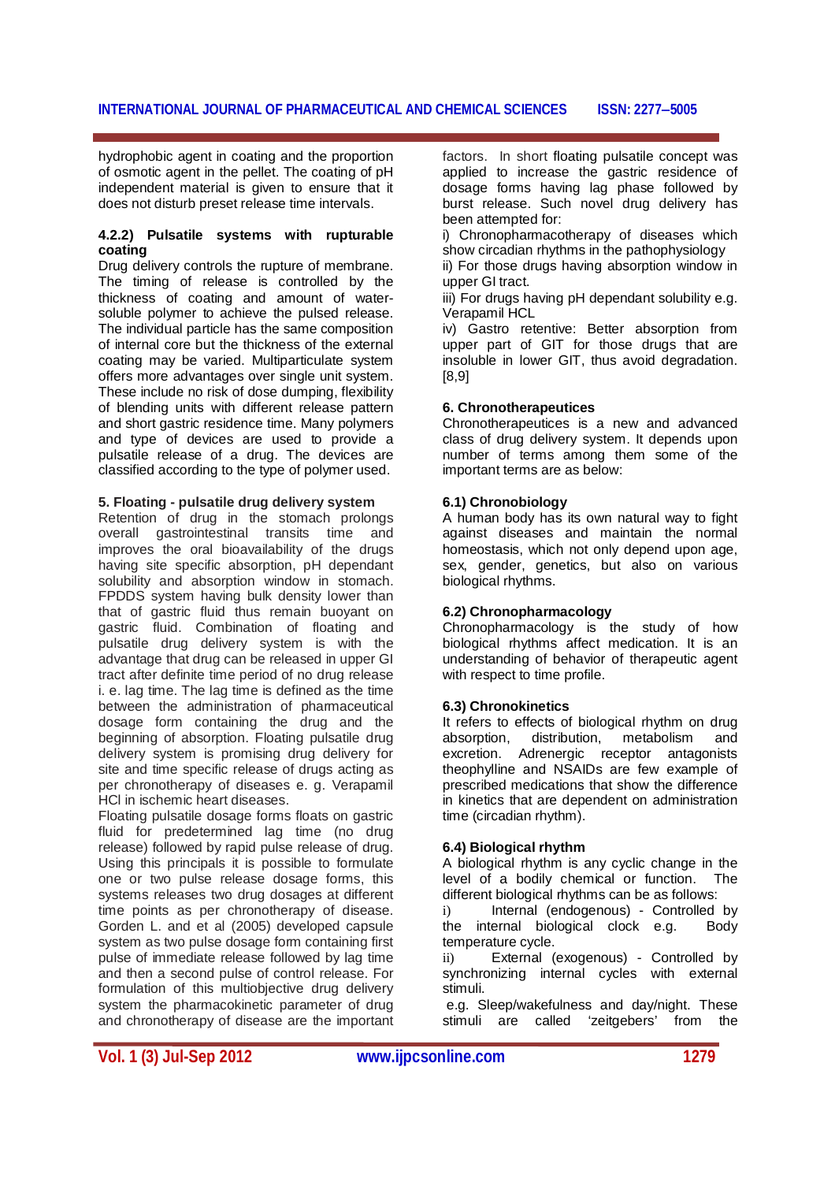hydrophobic agent in coating and the proportion of osmotic agent in the pellet. The coating of pH independent material is given to ensure that it does not disturb preset release time intervals.

#### 4.2.2) Pulsatile systems with rupturable coating

Drug delivery controls the rupture of membrane. The timing of release is controlled by the thickness of coating and amount of water-soluble polymer to achieve the pulsed release. The individual particle has the same composition of internal core but the thickness of the external coating may be varied. Multiparticulate system offers more advantages over single unit system. These include no risk of dose dumping, flexibility of blending units with different release pattern and short gastric residence time. Many polymers and type of devices are used to provide a pulsatile release of a drug. The devices are classified according to the type of polymer used.

## 5. Floating - pulsatile drug delivery system

Retention of drug in the stomach prolongs overall gastrointestinal transits time and improves the oral bioavailability of the drugs having site specific absorption, pH dependant solubility and absorption window in stomach. FPDDS system having bulk density lower than that of gastric fluid thus remain buoyant on gastric fluid. Combination of floating and pulsatile drug delivery system is with the advantage that drug can be released in upper GI tract after definite time period of no drug release i. e. lag time. The lag time is defined as the time between the administration of pharmaceutical dosage form containing the drug and the beginning of absorption. Floating pulsatile drug delivery system is promising drug delivery for site and time specific release of drugs acting as per chronotherapy of diseases e. g. Verapamil HCl in ischemic heart diseases.

Floating pulsatile dosage forms floats on gastric fluid for predetermined lag time (no drug release) followed by rapid pulse release of drug. Using this principals it is possible to formulate one or two pulse release dosage forms, this systems releases two drug dosages at different time points as per chronotherapy of disease. Gorden L. and et al (2005) developed capsule system as two pulse dosage form containing first pulse of immediate release followed by lag time and then a second pulse of control release. For formulation of this multiobjective drug delivery system the pharmacokinetic parameter of drug and chronotherapy of disease are the important factors. In short floating pulsatile concept was applied to increase the gastric residence of dosage forms having lag phase followed by burst release. Such novel drug delivery has been attempted for:

i) Chronopharmacotherapy of diseases which show circadian rhythms in the pathophysiology

ii) For those drugs having absorption window in upper GI tract.

iii) For drugs having pH dependant solubility e.g. Verapamil HCL

iv) Gastro retentive: Better absorption from upper part of GIT for those drugs that are insoluble in lower GIT, thus avoid degradation. [8,9]

## 6. Chronotherapeutices

Chronotherapeutices is a new and advanced class of drug delivery system. It depends upon number of terms among them some of the important terms are as below:

### 6.1) Chronobiology

A human body has its own natural way to fight against diseases and maintain the normal homeostasis, which not only depend upon age, sex, gender, genetics, but also on various biological rhythms.

### 6.2) Chronopharmacology

Chronopharmacology is the study of how biological rhythms affect medication. It is an understanding of behavior of therapeutic agent with respect to time profile.

### 6.3) Chronokinetics

It refers to effects of biological rhythm on drug absorption, distribution, metabolism and excretion. Adrenergic receptor antagonists theophylline and NSAIDs are few example of prescribed medications that show the difference in kinetics that are dependent on administration time (circadian rhythm).

### 6.4) Biological rhythm

A biological rhythm is any cyclic change in the level of a bodily chemical or function. The different biological rhythms can be as follows:

i) Internal (endogenous) - Controlled by the internal biological clock e.g. Body temperature cycle.

ii) External (exogenous) - Controlled by synchronizing internal cycles with external stimuli.

e.g. Sleep/wakefulness and day/night. These stimuli are called 'zeitgebers' from the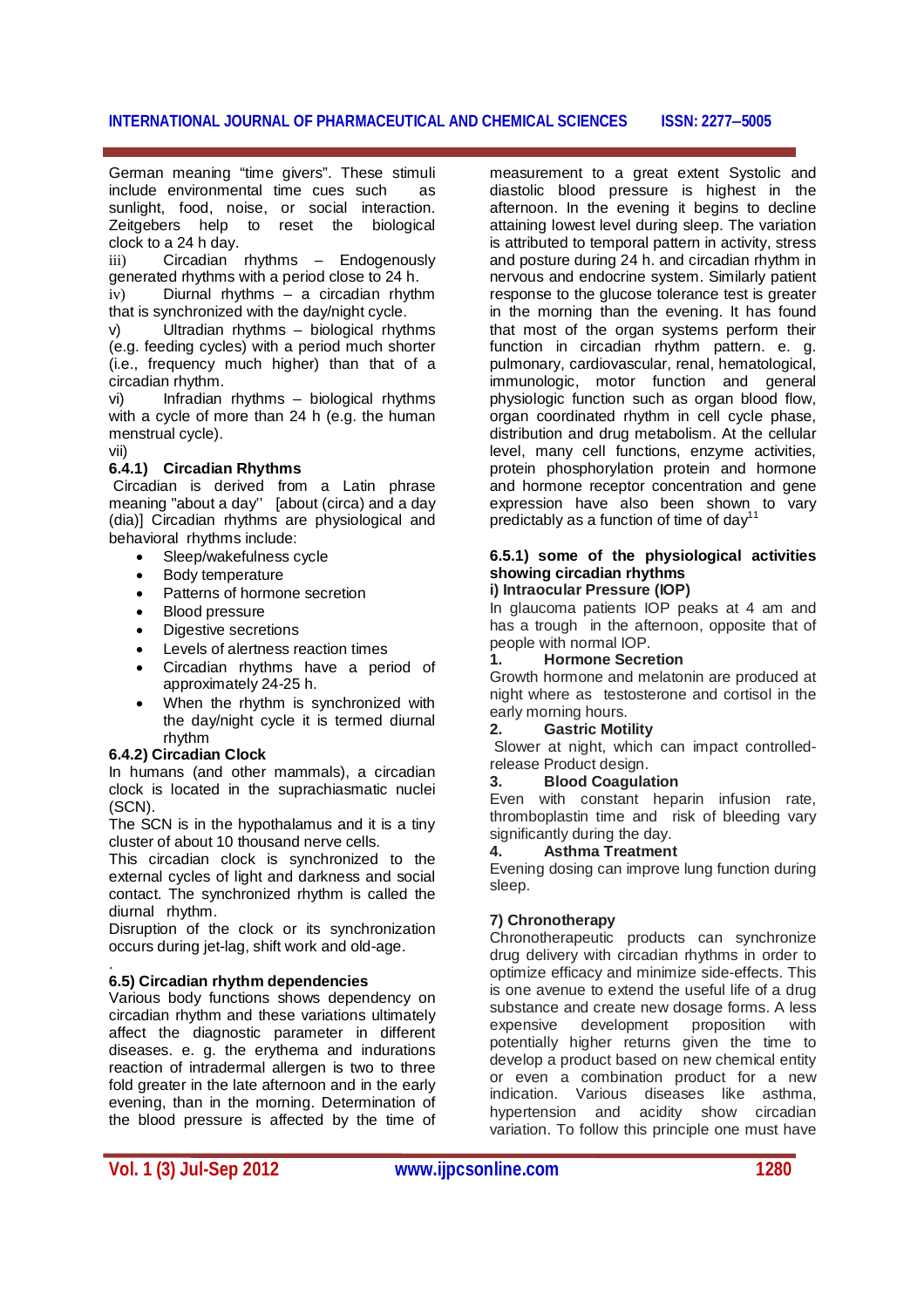German meaning "time givers". These stimuli include environmental time cues such as sunlight, food, noise, or social interaction. Zeitgebers help to reset the biological clock to a 24 h day.

iii) Circadian rhythms – Endogenously generated rhythms with a period close to 24 h.

iv) Diurnal rhythms – a circadian rhythm that is synchronized with the day/night cycle.

v) Ultradian rhythms – biological rhythms (e.g. feeding cycles) with a period much shorter (i.e., frequency much higher) than that of a circadian rhythm.

vi) Infradian rhythms – biological rhythms with a cycle of more than 24 h (e.g. the human menstrual cycle).

vii)

### 6.4.1) Circadian Rhythms

Circadian is derived from a Latin phrase meaning "about a day" [about (circa) and a day (dia)] Circadian rhythms are physiological and behavioral rhythms include:

- Sleep/wakefulness cycle
- Body temperature
- Patterns of hormone secretion
- Blood pressure
- Digestive secretions
- Levels of alertness reaction times
- Circadian rhythms have a period of approximately 24-25 h.
- When the rhythm is synchronized with the day/night cycle it is termed diurnal rhythm

### 6.4.2) Circadian Clock

In humans (and other mammals), a circadian clock is located in the suprachiasmatic nuclei (SCN).

The SCN is in the hypothalamus and it is a tiny cluster of about 10 thousand nerve cells.

This circadian clock is synchronized to the external cycles of light and darkness and social contact. The synchronized rhythm is called the diurnal rhythm.

Disruption of the clock or its synchronization occurs during jet-lag, shift work and old-age.

.

### 6.5) Circadian rhythm dependencies

Various body functions shows dependency on circadian rhythm and these variations ultimately affect the diagnostic parameter in different diseases. e. g. the erythema and indurations reaction of intradermal allergen is two to three fold greater in the late afternoon and in the early evening, than in the morning. Determination of the blood pressure is affected by the time of measurement to a great extent Systolic and diastolic blood pressure is highest in the afternoon. In the evening it begins to decline attaining lowest level during sleep. The variation is attributed to temporal pattern in activity, stress and posture during 24 h. and circadian rhythm in nervous and endocrine system. Similarly patient response to the glucose tolerance test is greater in the morning than the evening. It has found that most of the organ systems perform their function in circadian rhythm pattern. e. g. pulmonary, cardiovascular, renal, hematological, immunologic, motor function and general physiologic function such as organ blood flow, organ coordinated rhythm in cell cycle phase, distribution and drug metabolism. At the cellular level, many cell functions, enzyme activities, protein phosphorylation protein and hormone and hormone receptor concentration and gene expression have also been shown to vary predictably as a function of time of day[11]

### 6.5.1) some of the physiological activities showing circadian rhythms

#### i) Intraocular Pressure (IOP)

In glaucoma patients IOP peaks at 4 am and has a trough in the afternoon, opposite that of people with normal IOP.

#### 1. Hormone Secretion

Growth hormone and melatonin are produced at night where as testosterone and cortisol in the early morning hours.

#### 2. Gastric Motility

Slower at night, which can impact controlled-release Product design.

#### 3. Blood Coagulation

Even with constant heparin infusion rate, thromboplastin time and risk of bleeding vary significantly during the day.

#### 4. Asthma Treatment

Evening dosing can improve lung function during sleep.

## 7) Chronotherapy

Chronotherapeutic products can synchronize drug delivery with circadian rhythms in order to optimize efficacy and minimize side-effects. This is one avenue to extend the useful life of a drug substance and create new dosage forms. A less expensive development proposition with potentially higher returns given the time to develop a product based on new chemical entity or even a combination product for a new indication. Various diseases like asthma, hypertension and acidity show circadian variation. To follow this principle one must have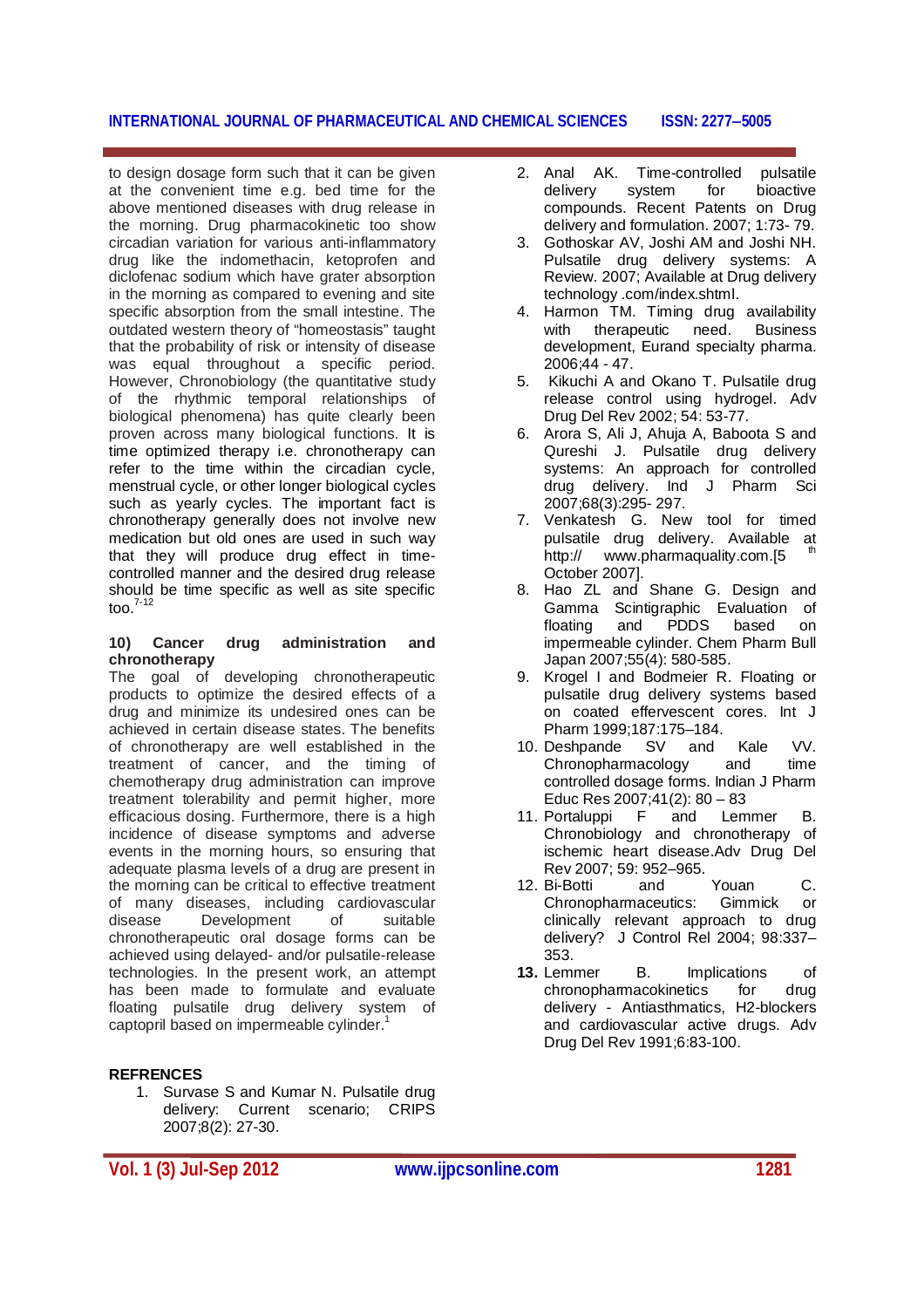to design dosage form such that it can be given at the convenient time e.g. bed time for the above mentioned diseases with drug release in the morning. Drug pharmacokinetic too show circadian variation for various anti-inflammatory drug like the indomethacin, ketoprofen and diclofenac sodium which have grater absorption in the morning as compared to evening and site specific absorption from the small intestine. The outdated western theory of “homeostasis” taught that the probability of risk or intensity of disease was equal throughout a specific period. However, Chronobiology (the quantitative study of the rhythmic temporal relationships of biological phenomena) has quite clearly been proven across many biological functions. It is time optimized therapy i.e. chronotherapy can refer to the time within the circadian cycle, menstrual cycle, or other longer biological cycles such as yearly cycles. The important fact is chronotherapy generally does not involve new medication but old ones are used in such way that they will produce drug effect in time-controlled manner and the desired drug release should be time specific as well as site specific too.[7-12]

### 10) Cancer drug administration and chronotherapy

The goal of developing chronotherapeutic products to optimize the desired effects of a drug and minimize its undesired ones can be achieved in certain disease states. The benefits of chronotherapy are well established in the treatment of cancer, and the timing of chemotherapy drug administration can improve treatment tolerability and permit higher, more efficacious dosing. Furthermore, there is a high incidence of disease symptoms and adverse events in the morning hours, so ensuring that adequate plasma levels of a drug are present in the morning can be critical to effective treatment of many diseases, including cardiovascular disease Development of suitable chronotherapeutic oral dosage forms can be achieved using delayed- and/or pulsatile-release technologies. In the present work, an attempt has been made to formulate and evaluate floating pulsatile drug delivery system of captopril based on impermeable cylinder.[1]

## REFRENCES

1. Survase S and Kumar N. Pulsatile drug delivery: Current scenario; CRIPS 2007;8(2): 27-30.
2. Anal AK. Time-controlled pulsatile delivery system for bioactive compounds. Recent Patents on Drug delivery and formulation. 2007; 1:73- 79.
3. Gothoskar AV, Joshi AM and Joshi NH. Pulsatile drug delivery systems: A Review. 2007; Available at Drug delivery technology .com/index.shtml.
4. Harmon TM. Timing drug availability with therapeutic need. Business development, Eurand specialty pharma. 2006;44 - 47.
5. Kikuchi A and Okano T. Pulsatile drug release control using hydrogel. Adv Drug Del Rev 2002; 54: 53-77.
6. Arora S, Ali J, Ahuja A, Baboota S and Qureshi J. Pulsatile drug delivery systems: An approach for controlled drug delivery. Ind J Pharm Sci 2007;68(3):295- 297.
7. Venkatesh G. New tool for timed pulsatile drug delivery. Available at http:// www.pharmaquality.com.[5th October 2007].
8. Hao ZL and Shane G. Design and Gamma Scintigraphic Evaluation of floating and PDDS based on impermeable cylinder. Chem Pharm Bull Japan 2007;55(4): 580-585.
9. Krogel I and Bodmeier R. Floating or pulsatile drug delivery systems based on coated effervescent cores. Int J Pharm 1999;187:175–184.
10. Deshpande SV and Kale VV. Chronopharmacology and time controlled dosage forms. Indian J Pharm Educ Res 2007;41(2): 80 – 83
11. Portaluppi F and Lemmer B. Chronobiology and chronotherapy of ischemic heart disease.Adv Drug Del Rev 2007; 59: 952–965.
12. Bi-Botti and Youan C. Chronopharmaceutics: Gimmick or clinically relevant approach to drug delivery? J Control Rel 2004; 98:337–353.
13. Lemmer B. Implications of chronopharmacokinetics for drug delivery - Antiasthmatics, H2-blockers and cardiovascular active drugs. Adv Drug Del Rev 1991;6:83-100.